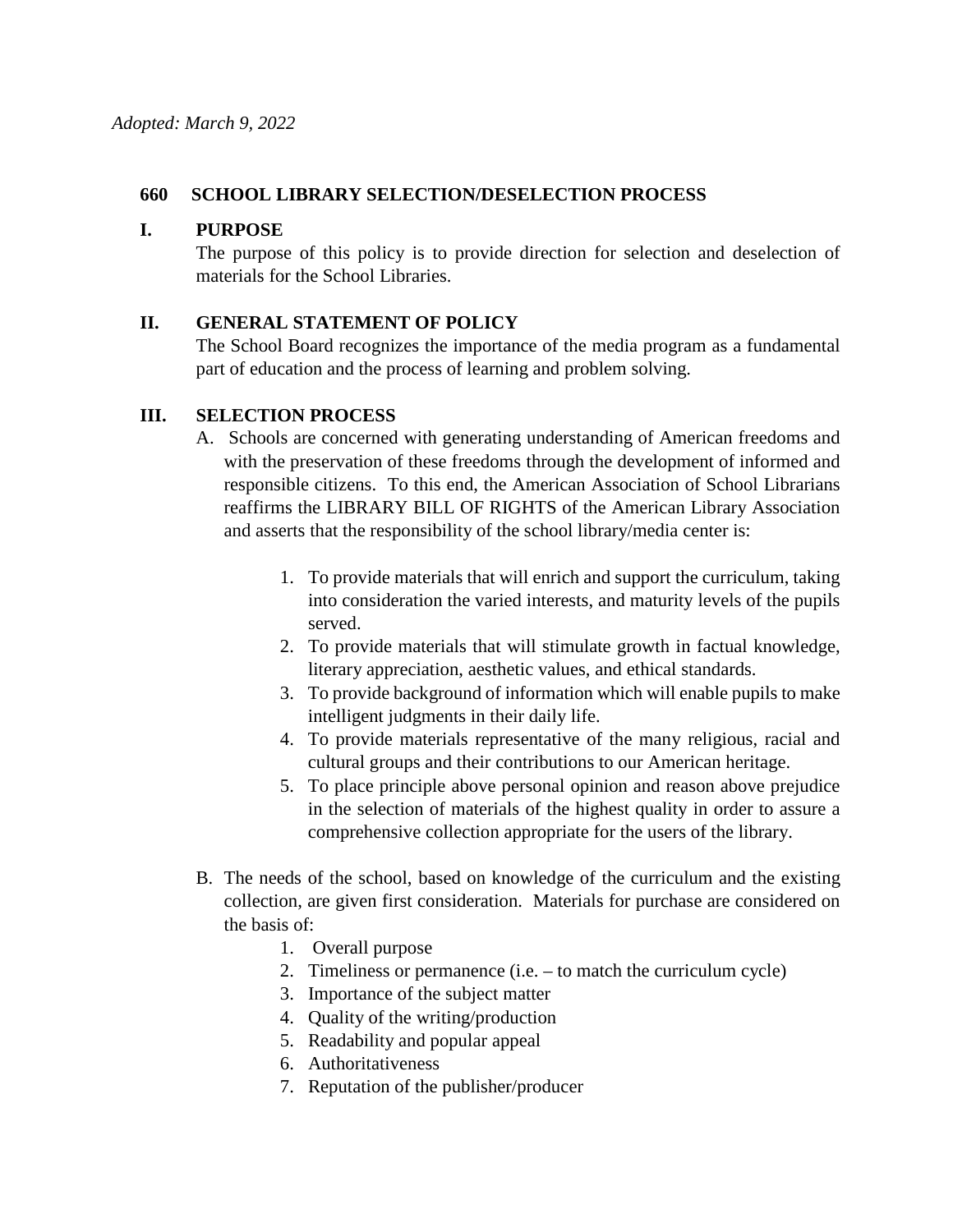*Adopted: March 9, 2022*

## 660 SCHOOL LIBRARY SELECTION/DESELECTION PROCESS

### I. PURPOSE

The purpose of this policy is to provide direction for selection and deselection of materials for the School Libraries.

### II. GENERAL STATEMENT OF POLICY

The School Board recognizes the importance of the media program as a fundamental part of education and the process of learning and problem solving.

### III. SELECTION PROCESS

A. Schools are concerned with generating understanding of American freedoms and with the preservation of these freedoms through the development of informed and responsible citizens. To this end, the American Association of School Librarians reaffirms the LIBRARY BILL OF RIGHTS of the American Library Association and asserts that the responsibility of the school library/media center is:

1. To provide materials that will enrich and support the curriculum, taking into consideration the varied interests, and maturity levels of the pupils served.
2. To provide materials that will stimulate growth in factual knowledge, literary appreciation, aesthetic values, and ethical standards.
3. To provide background of information which will enable pupils to make intelligent judgments in their daily life.
4. To provide materials representative of the many religious, racial and cultural groups and their contributions to our American heritage.
5. To place principle above personal opinion and reason above prejudice in the selection of materials of the highest quality in order to assure a comprehensive collection appropriate for the users of the library.

B. The needs of the school, based on knowledge of the curriculum and the existing collection, are given first consideration. Materials for purchase are considered on the basis of:

1. Overall purpose
2. Timeliness or permanence (i.e. – to match the curriculum cycle)
3. Importance of the subject matter
4. Quality of the writing/production
5. Readability and popular appeal
6. Authoritativeness
7. Reputation of the publisher/producer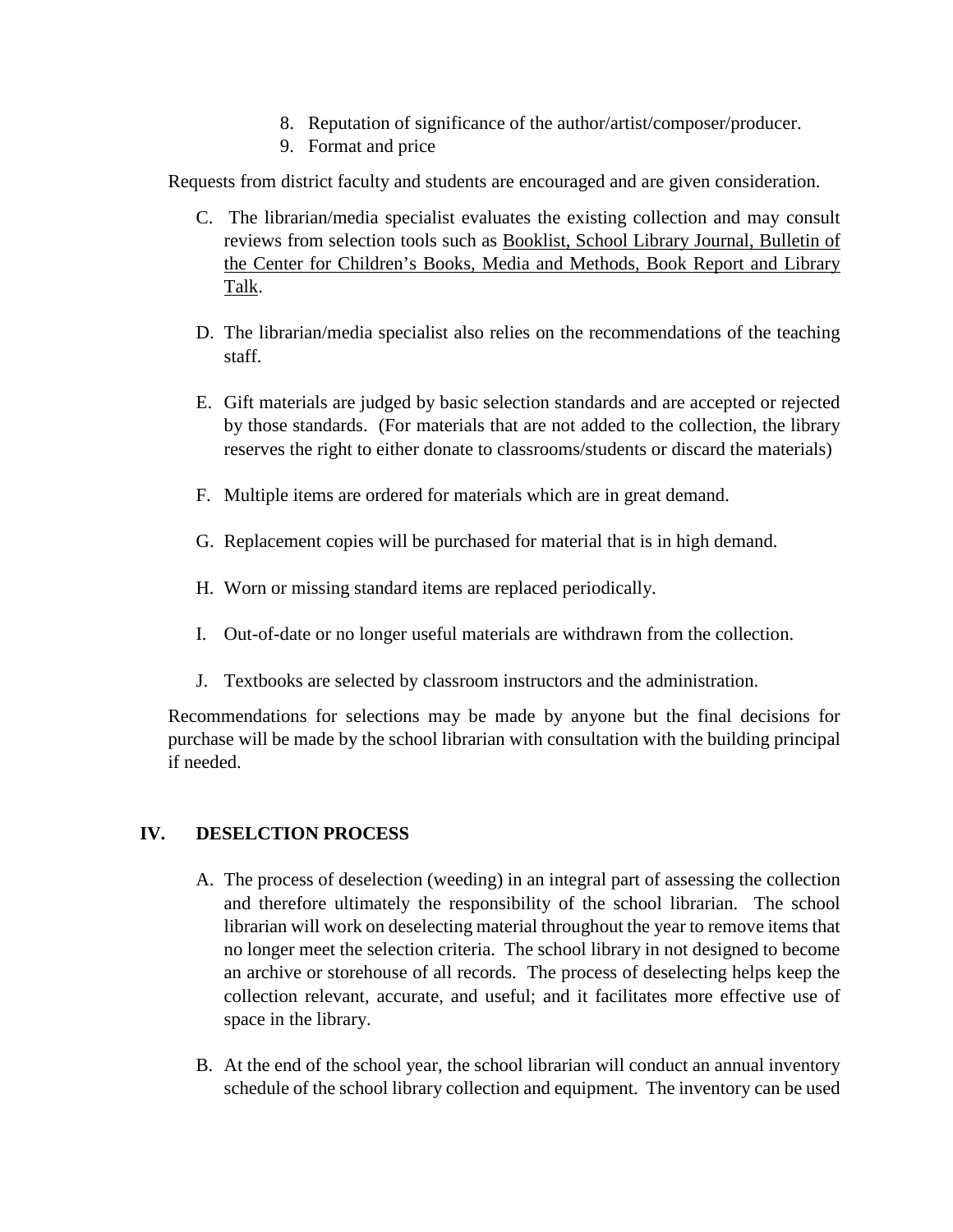8. Reputation of significance of the author/artist/composer/producer.
9. Format and price

Requests from district faculty and students are encouraged and are given consideration.

C. The librarian/media specialist evaluates the existing collection and may consult reviews from selection tools such as <u>Booklist, School Library Journal, Bulletin of the Center for Children's Books, Media and Methods, Book Report and Library Talk</u>.

D. The librarian/media specialist also relies on the recommendations of the teaching staff.

E. Gift materials are judged by basic selection standards and are accepted or rejected by those standards. (For materials that are not added to the collection, the library reserves the right to either donate to classrooms/students or discard the materials)

F. Multiple items are ordered for materials which are in great demand.

G. Replacement copies will be purchased for material that is in high demand.

H. Worn or missing standard items are replaced periodically.

I. Out-of-date or no longer useful materials are withdrawn from the collection.

J. Textbooks are selected by classroom instructors and the administration.

Recommendations for selections may be made by anyone but the final decisions for purchase will be made by the school librarian with consultation with the building principal if needed.

## IV. DESELCTION PROCESS

A. The process of deselection (weeding) in an integral part of assessing the collection and therefore ultimately the responsibility of the school librarian. The school librarian will work on deselecting material throughout the year to remove items that no longer meet the selection criteria. The school library in not designed to become an archive or storehouse of all records. The process of deselecting helps keep the collection relevant, accurate, and useful; and it facilitates more effective use of space in the library.

B. At the end of the school year, the school librarian will conduct an annual inventory schedule of the school library collection and equipment. The inventory can be used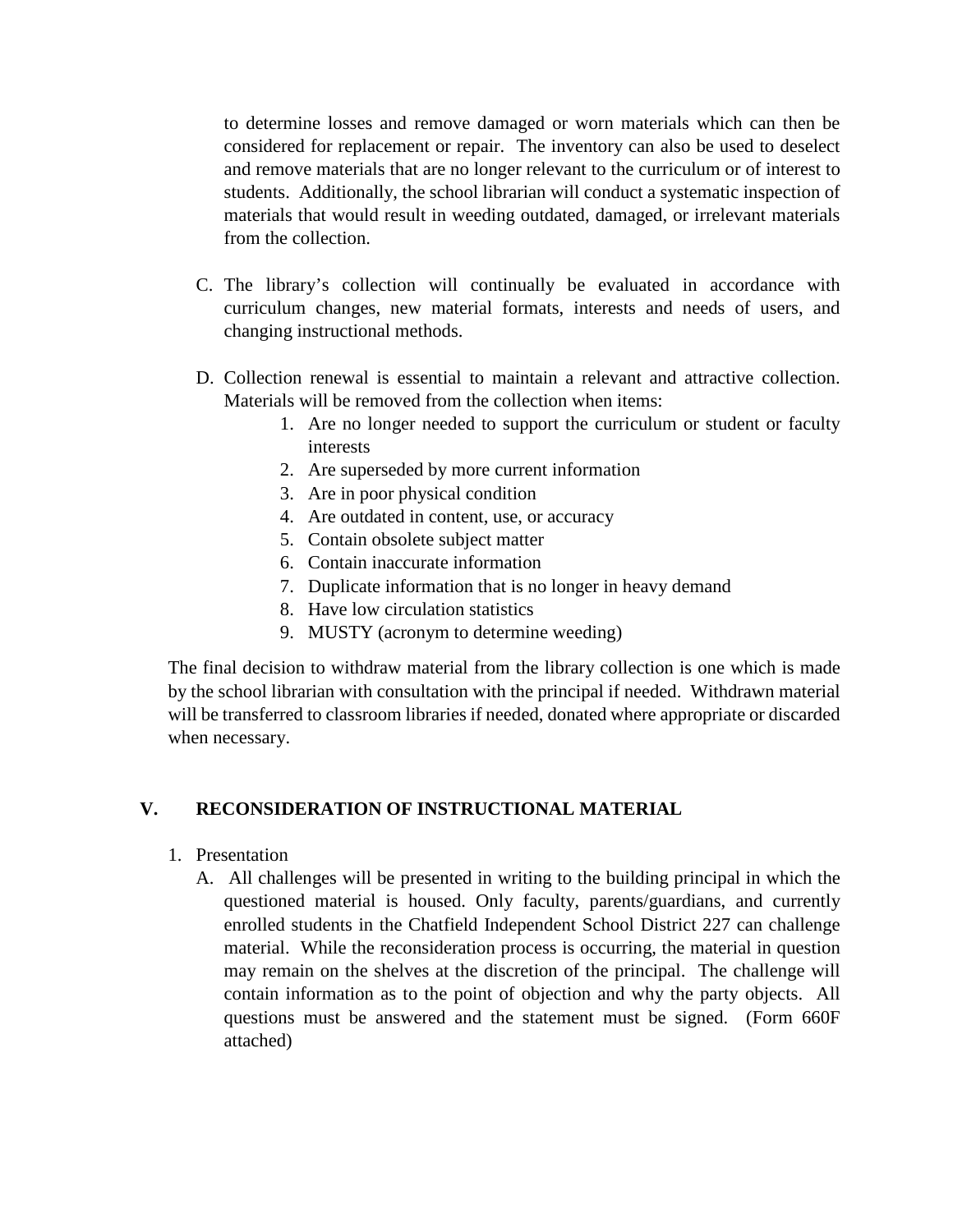to determine losses and remove damaged or worn materials which can then be considered for replacement or repair. The inventory can also be used to deselect and remove materials that are no longer relevant to the curriculum or of interest to students. Additionally, the school librarian will conduct a systematic inspection of materials that would result in weeding outdated, damaged, or irrelevant materials from the collection.

C. The library's collection will continually be evaluated in accordance with curriculum changes, new material formats, interests and needs of users, and changing instructional methods.

D. Collection renewal is essential to maintain a relevant and attractive collection. Materials will be removed from the collection when items:

1. Are no longer needed to support the curriculum or student or faculty interests
2. Are superseded by more current information
3. Are in poor physical condition
4. Are outdated in content, use, or accuracy
5. Contain obsolete subject matter
6. Contain inaccurate information
7. Duplicate information that is no longer in heavy demand
8. Have low circulation statistics
9. MUSTY (acronym to determine weeding)

The final decision to withdraw material from the library collection is one which is made by the school librarian with consultation with the principal if needed. Withdrawn material will be transferred to classroom libraries if needed, donated where appropriate or discarded when necessary.

## V. RECONSIDERATION OF INSTRUCTIONAL MATERIAL

1. Presentation

   A. All challenges will be presented in writing to the building principal in which the questioned material is housed. Only faculty, parents/guardians, and currently enrolled students in the Chatfield Independent School District 227 can challenge material. While the reconsideration process is occurring, the material in question may remain on the shelves at the discretion of the principal. The challenge will contain information as to the point of objection and why the party objects. All questions must be answered and the statement must be signed. (Form 660F attached)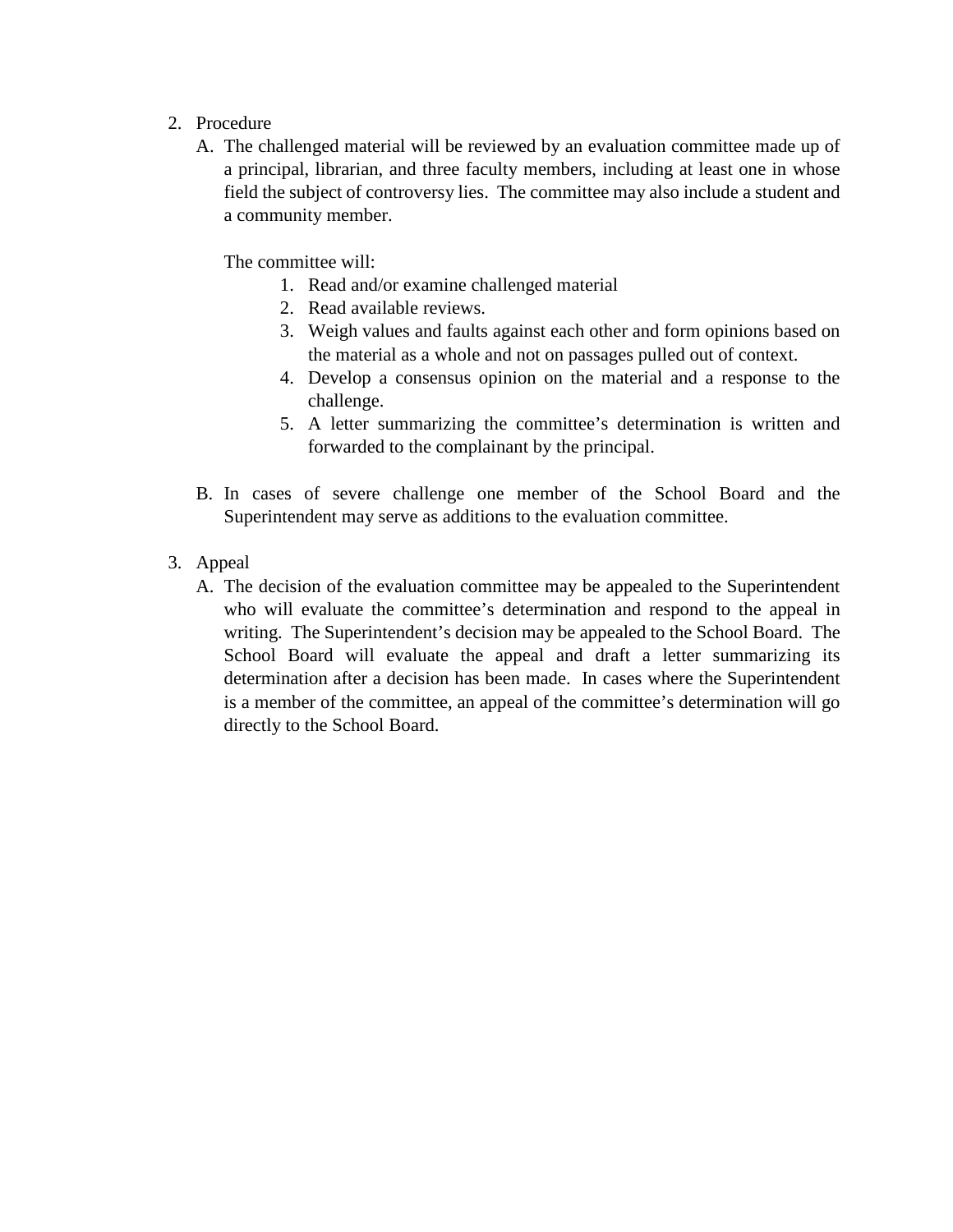2. Procedure
   A. The challenged material will be reviewed by an evaluation committee made up of a principal, librarian, and three faculty members, including at least one in whose field the subject of controversy lies. The committee may also include a student and a community member.

      The committee will:

      1. Read and/or examine challenged material
      2. Read available reviews.
      3. Weigh values and faults against each other and form opinions based on the material as a whole and not on passages pulled out of context.
      4. Develop a consensus opinion on the material and a response to the challenge.
      5. A letter summarizing the committee's determination is written and forwarded to the complainant by the principal.

   B. In cases of severe challenge one member of the School Board and the Superintendent may serve as additions to the evaluation committee.

3. Appeal
   A. The decision of the evaluation committee may be appealed to the Superintendent who will evaluate the committee's determination and respond to the appeal in writing. The Superintendent's decision may be appealed to the School Board. The School Board will evaluate the appeal and draft a letter summarizing its determination after a decision has been made. In cases where the Superintendent is a member of the committee, an appeal of the committee's determination will go directly to the School Board.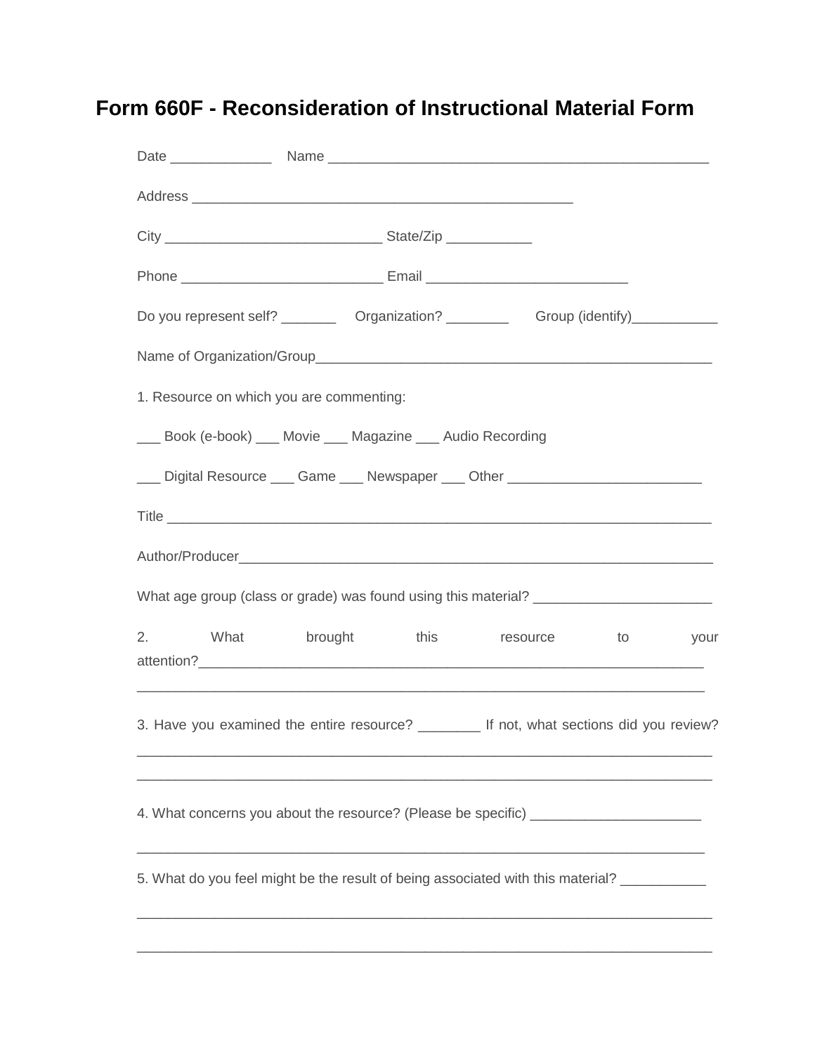# Form 660F - Reconsideration of Instructional Material Form

Date _____________ Name _________________________________________________

Address _________________________________________________

City ____________________________ State/Zip ___________

Phone __________________________ Email __________________________

Do you represent self? _______ Organization? ________ Group (identify)___________

Name of Organization/Group_____________________________________________________

1. Resource on which you are commenting:

___ Book (e-book) ___ Movie ___ Magazine ___ Audio Recording

___ Digital Resource ___ Game ___ Newspaper ___ Other _________________________

Title ___________________________________________________________________________

Author/Producer_________________________________________________________________

What age group (class or grade) was found using this material? _______________________

2. What brought this resource to your attention?_________________________________________________________________
_________________________________________________________________________

3. Have you examined the entire resource? ________ If not, what sections did you review?
_________________________________________________________________________
_________________________________________________________________________

4. What concerns you about the resource? (Please be specific) ______________________

_________________________________________________________________________

5. What do you feel might be the result of being associated with this material? ___________

_________________________________________________________________________

_________________________________________________________________________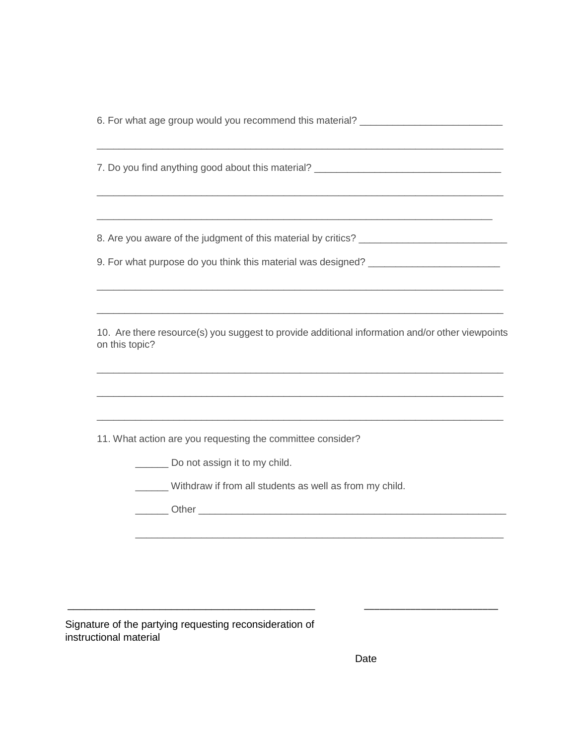6. For what age group would you recommend this material? __________________________

_____________________________________________________________________________

7. Do you find anything good about this material? __________________________________

_____________________________________________________________________________

___________________________________________________________________________

8. Are you aware of the judgment of this material by critics? ___________________________

9. For what purpose do you think this material was designed? ________________________

_____________________________________________________________________________

_____________________________________________________________________________

10. Are there resource(s) you suggest to provide additional information and/or other viewpoints on this topic?

_____________________________________________________________________________

_____________________________________________________________________________

_____________________________________________________________________________

11. What action are you requesting the committee consider?

- ______ Do not assign it to my child.
- ______ Withdraw if from all students as well as from my child.
- ______ Other ___________________________________________________________

  ____________________________________________________________________

______________________________________________ ________________________

Signature of the partying requesting reconsideration of instructional material

Date